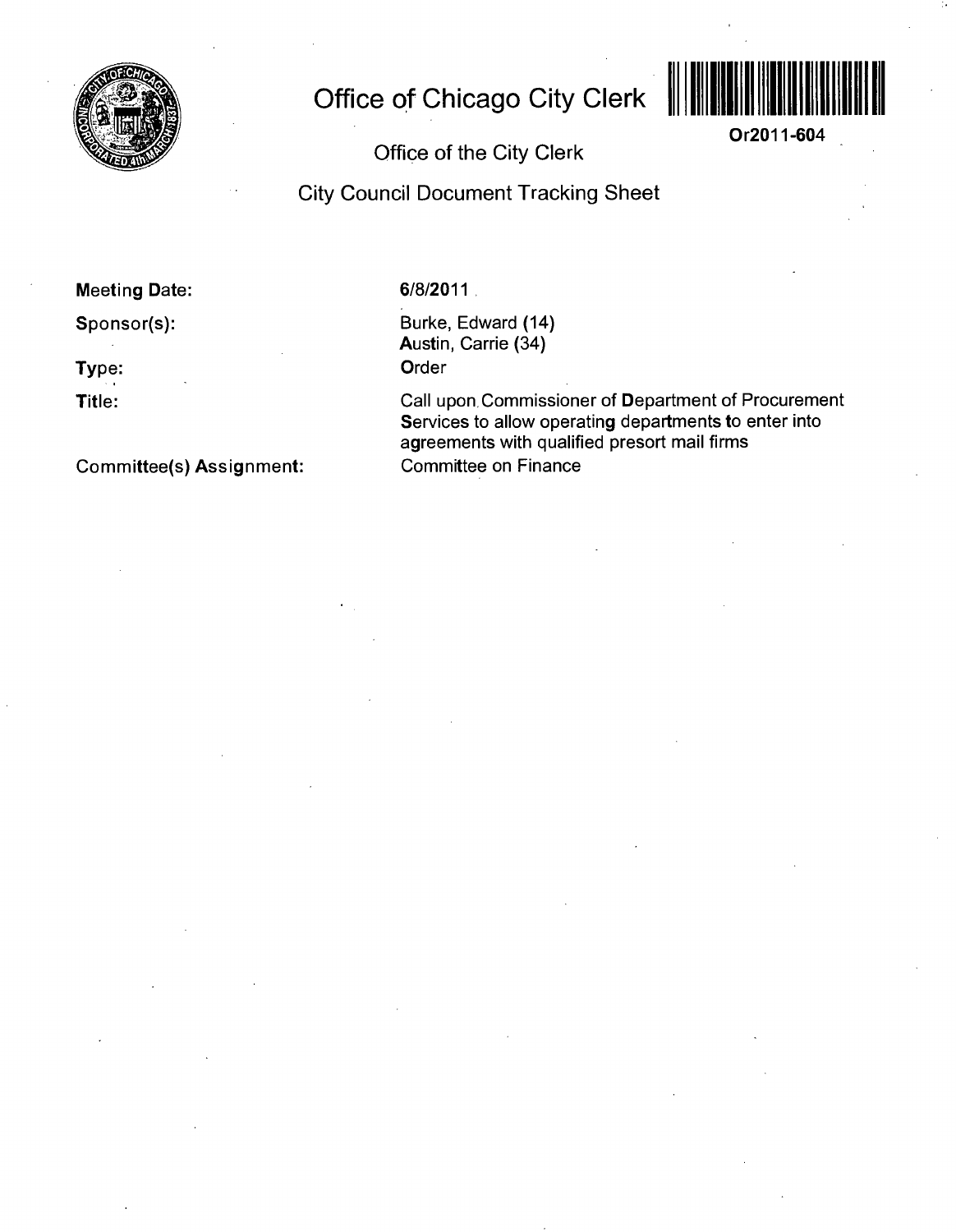# Office of Chicago City Clerk

Or2011-604

## Office of the City Clerk

## City Council Document Tracking Sheet

**Meeting Date:** 6/8/2011

**Sponsor(s):** Burke, Edward (14)
Austin, Carrie (34)

**Type:** Order

**Title:** Call upon Commissioner of Department of Procurement Services to allow operating departments to enter into agreements with qualified presort mail firms

**Committee(s) Assignment:** Committee on Finance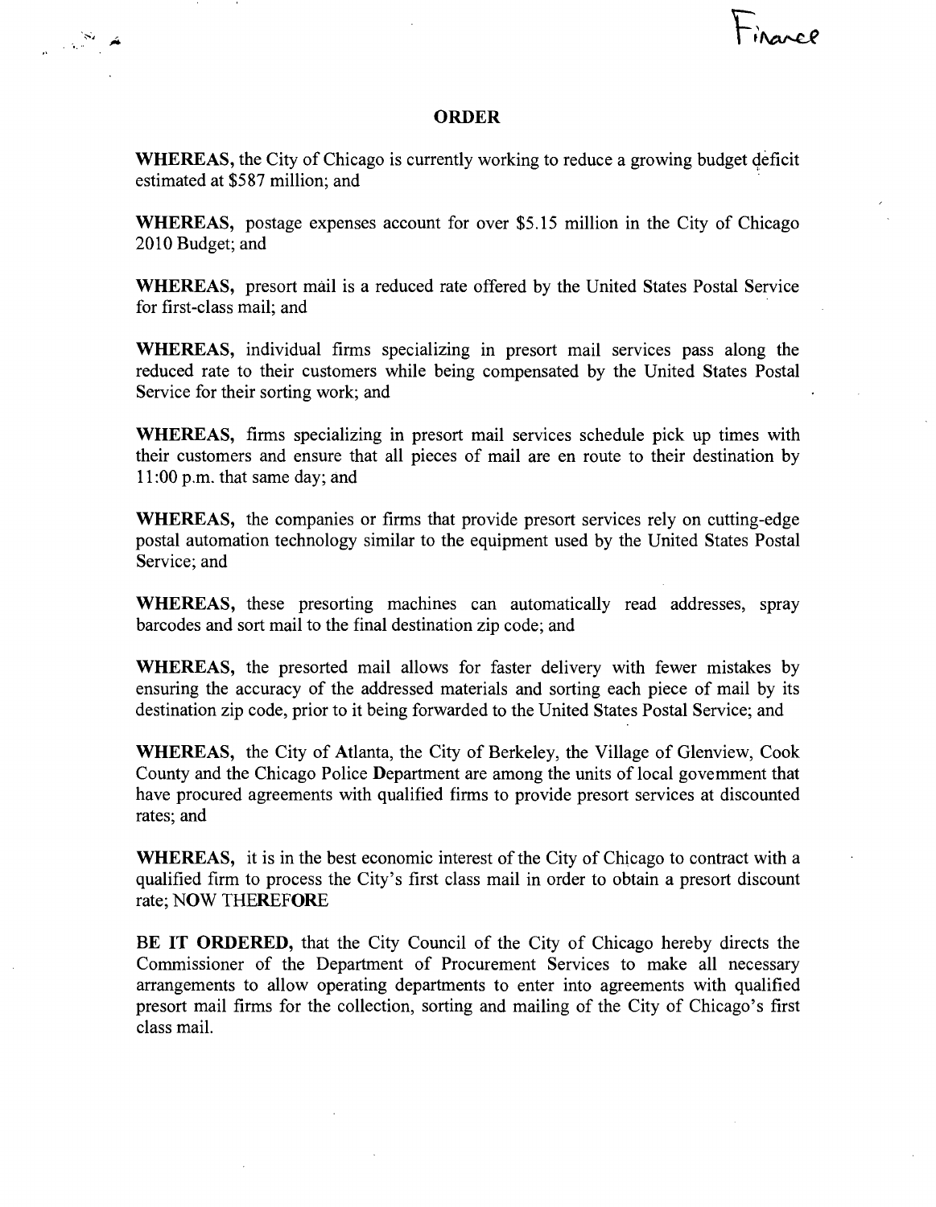Finance

# ORDER

**WHEREAS,** the City of Chicago is currently working to reduce a growing budget deficit estimated at $587 million; and

**WHEREAS,** postage expenses account for over $5.15 million in the City of Chicago 2010 Budget; and

**WHEREAS,** presort mail is a reduced rate offered by the United States Postal Service for first-class mail; and

**WHEREAS,** individual firms specializing in presort mail services pass along the reduced rate to their customers while being compensated by the United States Postal Service for their sorting work; and

**WHEREAS,** firms specializing in presort mail services schedule pick up times with their customers and ensure that all pieces of mail are en route to their destination by 11:00 p.m. that same day; and

**WHEREAS,** the companies or firms that provide presort services rely on cutting-edge postal automation technology similar to the equipment used by the United States Postal Service; and

**WHEREAS,** these presorting machines can automatically read addresses, spray barcodes and sort mail to the final destination zip code; and

**WHEREAS,** the presorted mail allows for faster delivery with fewer mistakes by ensuring the accuracy of the addressed materials and sorting each piece of mail by its destination zip code, prior to it being forwarded to the United States Postal Service; and

**WHEREAS,** the City of Atlanta, the City of Berkeley, the Village of Glenview, Cook County and the Chicago Police Department are among the units of local government that have procured agreements with qualified firms to provide presort services at discounted rates; and

**WHEREAS,** it is in the best economic interest of the City of Chicago to contract with a qualified firm to process the City's first class mail in order to obtain a presort discount rate; NOW THEREFORE

**BE IT ORDERED,** that the City Council of the City of Chicago hereby directs the Commissioner of the Department of Procurement Services to make all necessary arrangements to allow operating departments to enter into agreements with qualified presort mail firms for the collection, sorting and mailing of the City of Chicago's first class mail.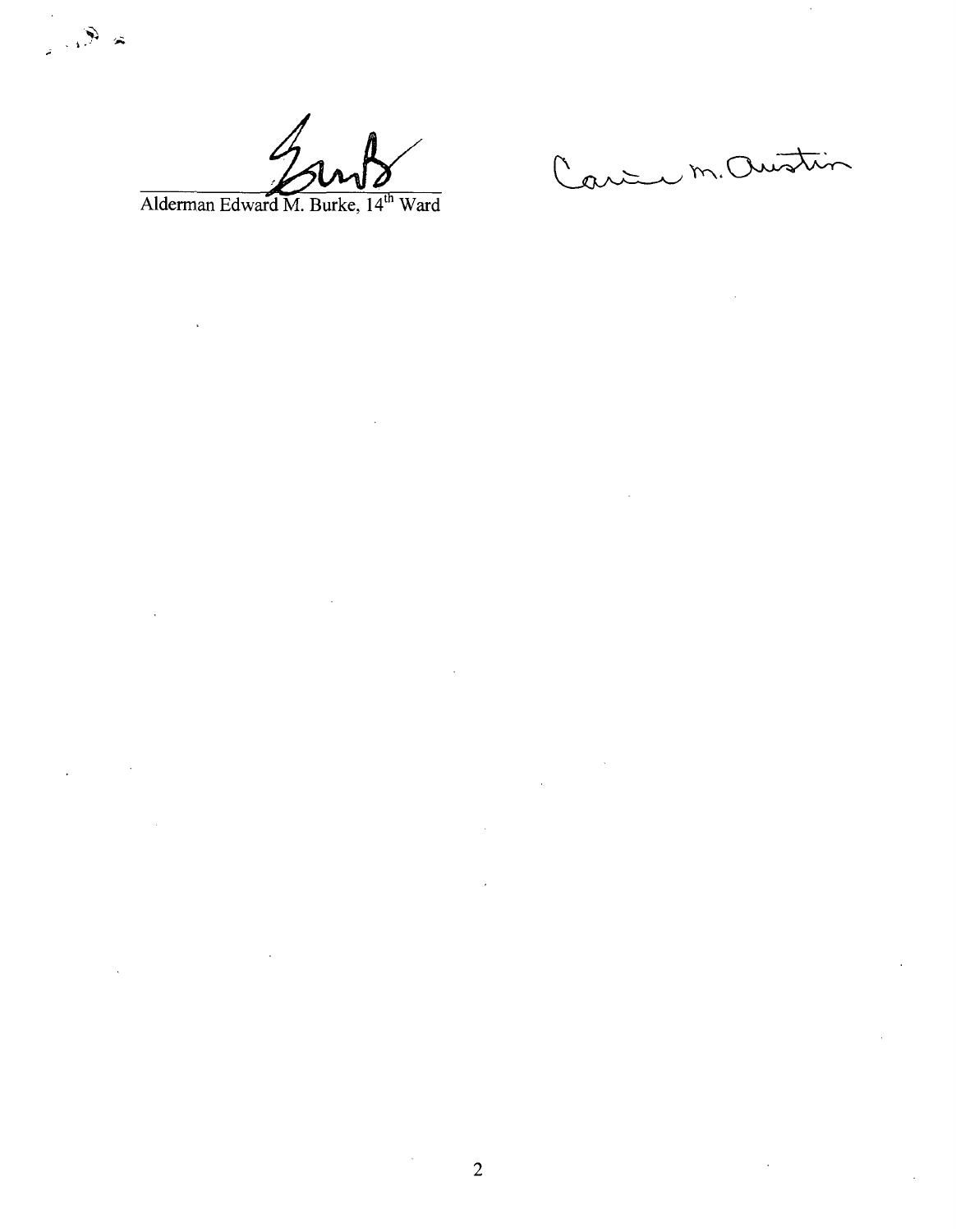Alderman Edward M. Burke, 14th Ward

Carrie M. Austin